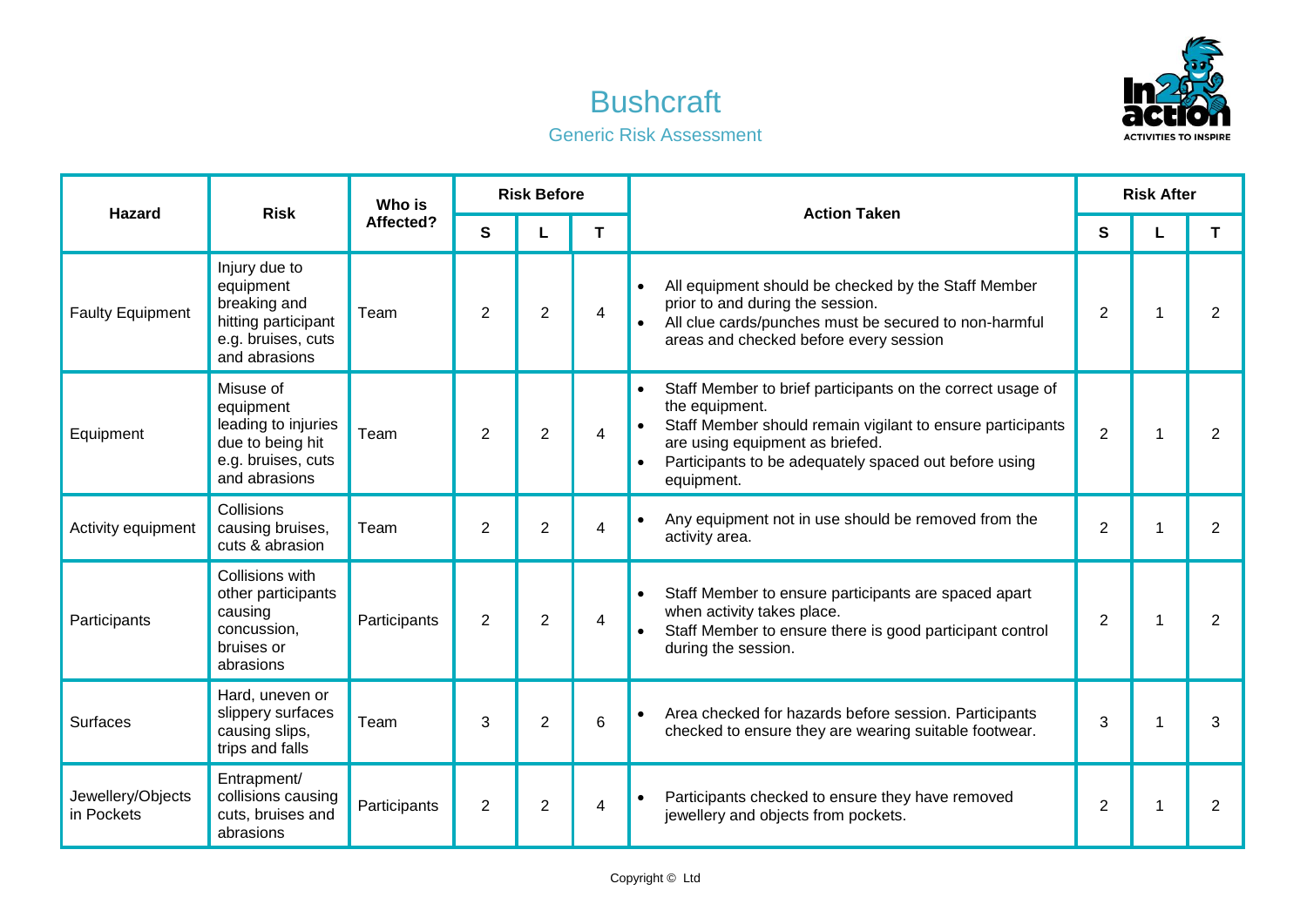# Bushcraft

## Generic Risk Assessment

| Hazard | Risk | Who is Affected? | Risk Before | | | Action Taken | Risk After | | |
|---|---|---|---|---|---|---|---|---|---|
| | | | S | L | T | | S | L | T |
| Faulty Equipment | Injury due to equipment breaking and hitting participant e.g. bruises, cuts and abrasions | Team | 2 | 2 | 4 | • All equipment should be checked by the Staff Member prior to and during the session.<br>• All clue cards/punches must be secured to non-harmful areas and checked before every session | 2 | 1 | 2 |
| Equipment | Misuse of equipment leading to injuries due to being hit e.g. bruises, cuts and abrasions | Team | 2 | 2 | 4 | • Staff Member to brief participants on the correct usage of the equipment.<br>• Staff Member should remain vigilant to ensure participants are using equipment as briefed.<br>• Participants to be adequately spaced out before using equipment. | 2 | 1 | 2 |
| Activity equipment | Collisions causing bruises, cuts & abrasion | Team | 2 | 2 | 4 | • Any equipment not in use should be removed from the activity area. | 2 | 1 | 2 |
| Participants | Collisions with other participants causing concussion, bruises or abrasions | Participants | 2 | 2 | 4 | • Staff Member to ensure participants are spaced apart when activity takes place.<br>• Staff Member to ensure there is good participant control during the session. | 2 | 1 | 2 |
| Surfaces | Hard, uneven or slippery surfaces causing slips, trips and falls | Team | 3 | 2 | 6 | • Area checked for hazards before session. Participants checked to ensure they are wearing suitable footwear. | 3 | 1 | 3 |
| Jewellery/Objects in Pockets | Entrapment/ collisions causing cuts, bruises and abrasions | Participants | 2 | 2 | 4 | • Participants checked to ensure they have removed jewellery and objects from pockets. | 2 | 1 | 2 |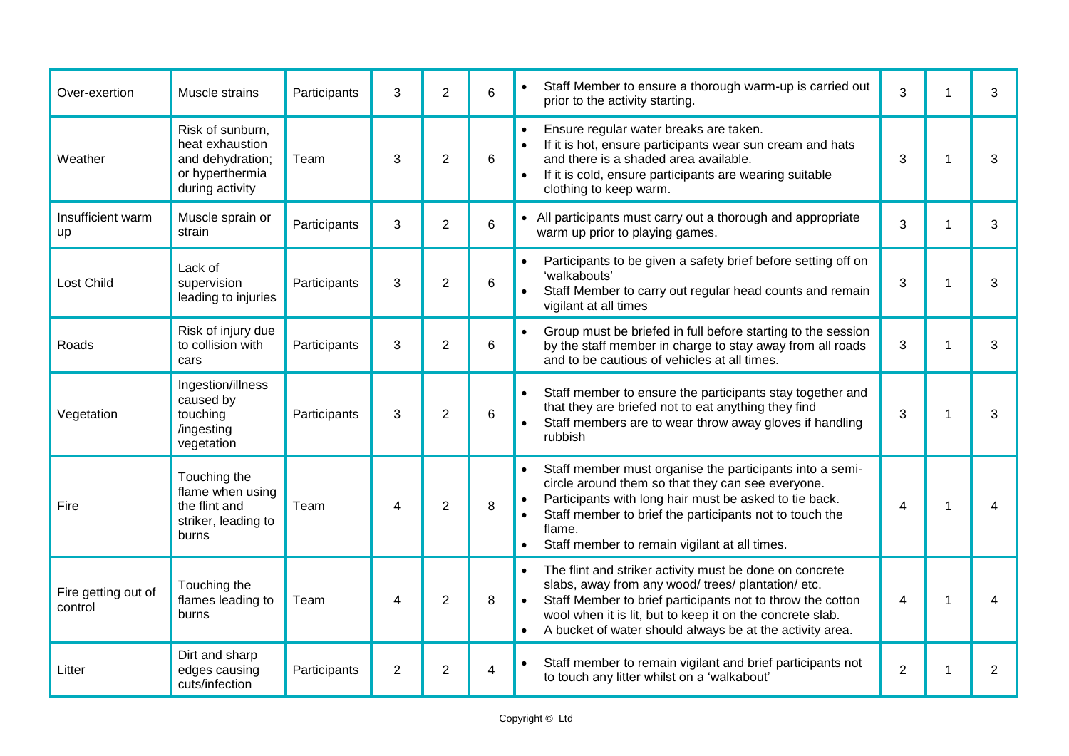| | | | | | | | | | |
|---|---|---|---|---|---|---|---|---|---|
| Over-exertion | Muscle strains | Participants | 3 | 2 | 6 | • Staff Member to ensure a thorough warm-up is carried out prior to the activity starting. | 3 | 1 | 3 |
| Weather | Risk of sunburn, heat exhaustion and dehydration; or hyperthermia during activity | Team | 3 | 2 | 6 | • Ensure regular water breaks are taken.<br>• If it is hot, ensure participants wear sun cream and hats and there is a shaded area available.<br>• If it is cold, ensure participants are wearing suitable clothing to keep warm. | 3 | 1 | 3 |
| Insufficient warm up | Muscle sprain or strain | Participants | 3 | 2 | 6 | • All participants must carry out a thorough and appropriate warm up prior to playing games. | 3 | 1 | 3 |
| Lost Child | Lack of supervision leading to injuries | Participants | 3 | 2 | 6 | • Participants to be given a safety brief before setting off on 'walkabouts'<br>• Staff Member to carry out regular head counts and remain vigilant at all times | 3 | 1 | 3 |
| Roads | Risk of injury due to collision with cars | Participants | 3 | 2 | 6 | • Group must be briefed in full before starting to the session by the staff member in charge to stay away from all roads and to be cautious of vehicles at all times. | 3 | 1 | 3 |
| Vegetation | Ingestion/illness caused by touching /ingesting vegetation | Participants | 3 | 2 | 6 | • Staff member to ensure the participants stay together and that they are briefed not to eat anything they find<br>• Staff members are to wear throw away gloves if handling rubbish | 3 | 1 | 3 |
| Fire | Touching the flame when using the flint and striker, leading to burns | Team | 4 | 2 | 8 | • Staff member must organise the participants into a semi-circle around them so that they can see everyone.<br>• Participants with long hair must be asked to tie back.<br>• Staff member to brief the participants not to touch the flame.<br>• Staff member to remain vigilant at all times. | 4 | 1 | 4 |
| Fire getting out of control | Touching the flames leading to burns | Team | 4 | 2 | 8 | • The flint and striker activity must be done on concrete slabs, away from any wood/ trees/ plantation/ etc.<br>• Staff Member to brief participants not to throw the cotton wool when it is lit, but to keep it on the concrete slab.<br>• A bucket of water should always be at the activity area. | 4 | 1 | 4 |
| Litter | Dirt and sharp edges causing cuts/infection | Participants | 2 | 2 | 4 | • Staff member to remain vigilant and brief participants not to touch any litter whilst on a 'walkabout' | 2 | 1 | 2 |

Copyright © Ltd